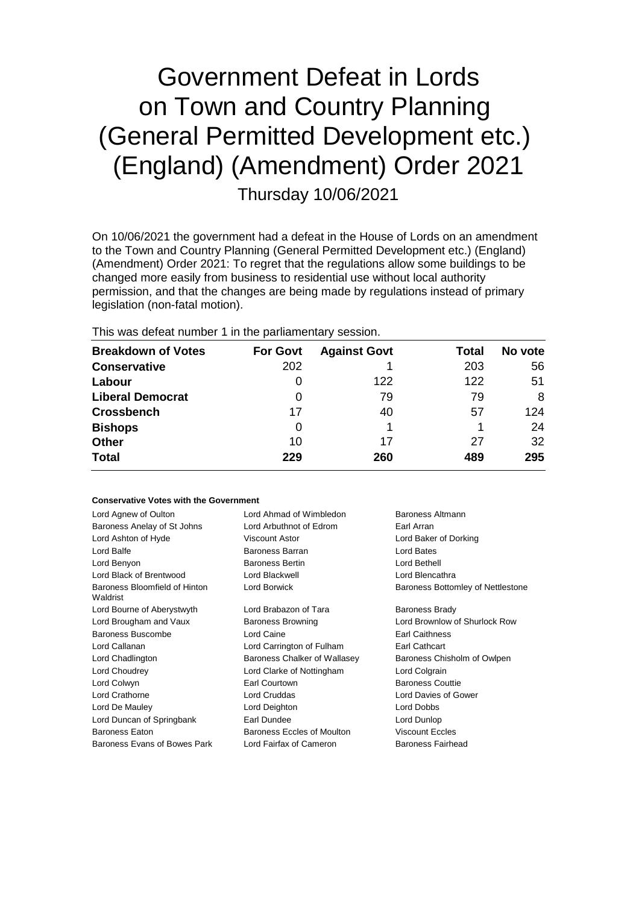# Government Defeat in Lords on Town and Country Planning (General Permitted Development etc.) (England) (Amendment) Order 2021

Thursday 10/06/2021

On 10/06/2021 the government had a defeat in the House of Lords on an amendment to the Town and Country Planning (General Permitted Development etc.) (England) (Amendment) Order 2021: To regret that the regulations allow some buildings to be changed more easily from business to residential use without local authority permission, and that the changes are being made by regulations instead of primary legislation (non-fatal motion).

This was defeat number 1 in the parliamentary session.

| Breakdown of Votes | For Govt | Against Govt | Total | No vote |
|---|---|---|---|---|
| **Conservative** | 202 | 1 | 203 | 56 |
| **Labour** | 0 | 122 | 122 | 51 |
| **Liberal Democrat** | 0 | 79 | 79 | 8 |
| **Crossbench** | 17 | 40 | 57 | 124 |
| **Bishops** | 0 | 1 | 1 | 24 |
| **Other** | 10 | 17 | 27 | 32 |
| **Total** | **229** | **260** | **489** | **295** |

**Conservative Votes with the Government**

| | | |
|---|---|---|
| Lord Agnew of Oulton | Lord Ahmad of Wimbledon | Baroness Altmann |
| Baroness Anelay of St Johns | Lord Arbuthnot of Edrom | Earl Arran |
| Lord Ashton of Hyde | Viscount Astor | Lord Baker of Dorking |
| Lord Balfe | Baroness Barran | Lord Bates |
| Lord Benyon | Baroness Bertin | Lord Bethell |
| Lord Black of Brentwood | Lord Blackwell | Lord Blencathra |
| Baroness Bloomfield of Hinton Waldrist | Lord Borwick | Baroness Bottomley of Nettlestone |
| Lord Bourne of Aberystwyth | Lord Brabazon of Tara | Baroness Brady |
| Lord Brougham and Vaux | Baroness Browning | Lord Brownlow of Shurlock Row |
| Baroness Buscombe | Lord Caine | Earl Caithness |
| Lord Callanan | Lord Carrington of Fulham | Earl Cathcart |
| Lord Chadlington | Baroness Chalker of Wallasey | Baroness Chisholm of Owlpen |
| Lord Choudrey | Lord Clarke of Nottingham | Lord Colgrain |
| Lord Colwyn | Earl Courtown | Baroness Couttie |
| Lord Crathorne | Lord Cruddas | Lord Davies of Gower |
| Lord De Mauley | Lord Deighton | Lord Dobbs |
| Lord Duncan of Springbank | Earl Dundee | Lord Dunlop |
| Baroness Eaton | Baroness Eccles of Moulton | Viscount Eccles |
| Baroness Evans of Bowes Park | Lord Fairfax of Cameron | Baroness Fairhead |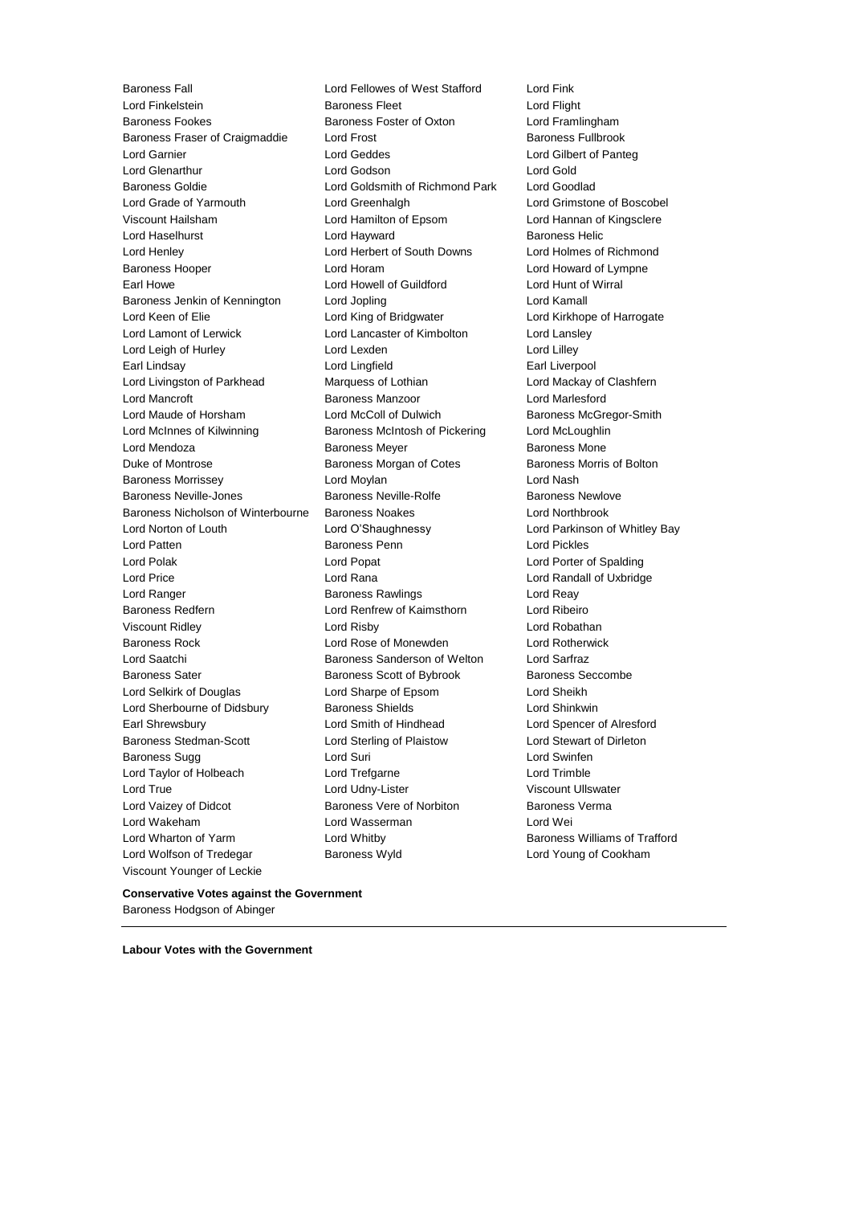Baroness Fall
Lord Fellowes of West Stafford
Lord Fink
Lord Finkelstein
Baroness Fleet
Lord Flight
Baroness Fookes
Baroness Foster of Oxton
Lord Framlingham
Baroness Fraser of Craigmaddie
Lord Frost
Baroness Fullbrook
Lord Garnier
Lord Geddes
Lord Gilbert of Panteg
Lord Glenarthur
Lord Godson
Lord Gold
Baroness Goldie
Lord Goldsmith of Richmond Park
Lord Goodlad
Lord Grade of Yarmouth
Lord Greenhalgh
Lord Grimstone of Boscobel
Viscount Hailsham
Lord Hamilton of Epsom
Lord Hannan of Kingsclere
Lord Haselhurst
Lord Hayward
Baroness Helic
Lord Henley
Lord Herbert of South Downs
Lord Holmes of Richmond
Baroness Hooper
Lord Horam
Lord Howard of Lympne
Earl Howe
Lord Howell of Guildford
Lord Hunt of Wirral
Baroness Jenkin of Kennington
Lord Jopling
Lord Kamall
Lord Keen of Elie
Lord King of Bridgwater
Lord Kirkhope of Harrogate
Lord Lamont of Lerwick
Lord Lancaster of Kimbolton
Lord Lansley
Lord Leigh of Hurley
Lord Lexden
Lord Lilley
Earl Lindsay
Lord Lingfield
Earl Liverpool
Lord Livingston of Parkhead
Marquess of Lothian
Lord Mackay of Clashfern
Lord Mancroft
Baroness Manzoor
Lord Marlesford
Lord Maude of Horsham
Lord McColl of Dulwich
Baroness McGregor-Smith
Lord McInnes of Kilwinning
Baroness McIntosh of Pickering
Lord McLoughlin
Lord Mendoza
Baroness Meyer
Baroness Mone
Duke of Montrose
Baroness Morgan of Cotes
Baroness Morris of Bolton
Baroness Morrissey
Lord Moylan
Lord Nash
Baroness Neville-Jones
Baroness Neville-Rolfe
Baroness Newlove
Baroness Nicholson of Winterbourne
Baroness Noakes
Lord Northbrook
Lord Norton of Louth
Lord O'Shaughnessy
Lord Parkinson of Whitley Bay
Lord Patten
Baroness Penn
Lord Pickles
Lord Polak
Lord Popat
Lord Porter of Spalding
Lord Price
Lord Rana
Lord Randall of Uxbridge
Lord Ranger
Baroness Rawlings
Lord Reay
Baroness Redfern
Lord Renfrew of Kaimsthorn
Lord Ribeiro
Viscount Ridley
Lord Risby
Lord Robathan
Baroness Rock
Lord Rose of Monewden
Lord Rotherwick
Lord Saatchi
Baroness Sanderson of Welton
Lord Sarfraz
Baroness Sater
Baroness Scott of Bybrook
Baroness Seccombe
Lord Selkirk of Douglas
Lord Sharpe of Epsom
Lord Sheikh
Lord Sherbourne of Didsbury
Baroness Shields
Lord Shinkwin
Earl Shrewsbury
Lord Smith of Hindhead
Lord Spencer of Alresford
Baroness Stedman-Scott
Lord Sterling of Plaistow
Lord Stewart of Dirleton
Baroness Sugg
Lord Suri
Lord Swinfen
Lord Taylor of Holbeach
Lord Trefgarne
Lord Trimble
Lord True
Lord Udny-Lister
Viscount Ullswater
Lord Vaizey of Didcot
Baroness Vere of Norbiton
Baroness Verma
Lord Wakeham
Lord Wasserman
Lord Wei
Lord Wharton of Yarm
Lord Whitby
Baroness Williams of Trafford
Lord Wolfson of Tredegar
Baroness Wyld
Lord Young of Cookham
Viscount Younger of Leckie

**Conservative Votes against the Government**

Baroness Hodgson of Abinger

---

**Labour Votes with the Government**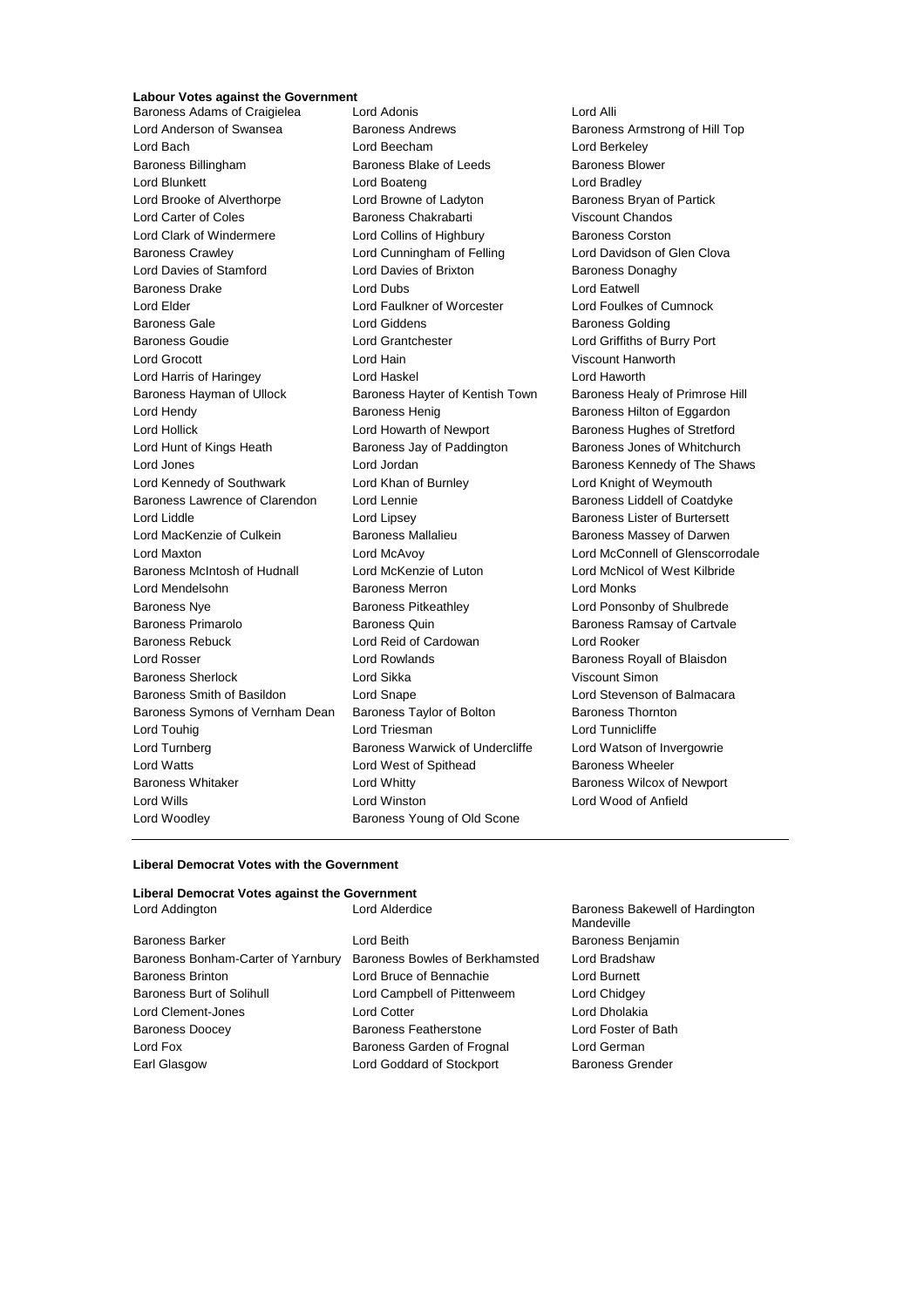**Labour Votes against the Government**

Baroness Adams of Craigielea
Lord Adonis
Lord Alli
Lord Anderson of Swansea
Baroness Andrews
Baroness Armstrong of Hill Top
Lord Bach
Lord Beecham
Lord Berkeley
Baroness Billingham
Baroness Blake of Leeds
Baroness Blower
Lord Blunkett
Lord Boateng
Lord Bradley
Lord Brooke of Alverthorpe
Lord Browne of Ladyton
Baroness Bryan of Partick
Lord Carter of Coles
Baroness Chakrabarti
Viscount Chandos
Lord Clark of Windermere
Lord Collins of Highbury
Baroness Corston
Baroness Crawley
Lord Cunningham of Felling
Lord Davidson of Glen Clova
Lord Davies of Stamford
Lord Davies of Brixton
Baroness Donaghy
Baroness Drake
Lord Dubs
Lord Eatwell
Lord Elder
Lord Faulkner of Worcester
Lord Foulkes of Cumnock
Baroness Gale
Lord Giddens
Baroness Golding
Baroness Goudie
Lord Grantchester
Lord Griffiths of Burry Port
Lord Grocott
Lord Hain
Viscount Hanworth
Lord Harris of Haringey
Lord Haskel
Lord Haworth
Baroness Hayman of Ullock
Baroness Hayter of Kentish Town
Baroness Healy of Primrose Hill
Lord Hendy
Baroness Henig
Baroness Hilton of Eggardon
Lord Hollick
Lord Howarth of Newport
Baroness Hughes of Stretford
Lord Hunt of Kings Heath
Baroness Jay of Paddington
Baroness Jones of Whitchurch
Lord Jones
Lord Jordan
Baroness Kennedy of The Shaws
Lord Kennedy of Southwark
Lord Khan of Burnley
Lord Knight of Weymouth
Baroness Lawrence of Clarendon
Lord Lennie
Baroness Liddell of Coatdyke
Lord Liddle
Lord Lipsey
Baroness Lister of Burtersett
Lord MacKenzie of Culkein
Baroness Mallalieu
Baroness Massey of Darwen
Lord Maxton
Lord McAvoy
Lord McConnell of Glenscorrodale
Baroness McIntosh of Hudnall
Lord McKenzie of Luton
Lord McNicol of West Kilbride
Lord Mendelsohn
Baroness Merron
Lord Monks
Baroness Nye
Baroness Pitkeathley
Lord Ponsonby of Shulbrede
Baroness Primarolo
Baroness Quin
Baroness Ramsay of Cartvale
Baroness Rebuck
Lord Reid of Cardowan
Lord Rooker
Lord Rosser
Lord Rowlands
Baroness Royall of Blaisdon
Baroness Sherlock
Lord Sikka
Viscount Simon
Baroness Smith of Basildon
Lord Snape
Lord Stevenson of Balmacara
Baroness Symons of Vernham Dean
Baroness Taylor of Bolton
Baroness Thornton
Lord Touhig
Lord Triesman
Lord Tunnicliffe
Lord Turnberg
Baroness Warwick of Undercliffe
Lord Watson of Invergowrie
Lord Watts
Lord West of Spithead
Baroness Wheeler
Baroness Whitaker
Lord Whitty
Baroness Wilcox of Newport
Lord Wills
Lord Winston
Lord Wood of Anfield
Lord Woodley
Baroness Young of Old Scone

---

**Liberal Democrat Votes with the Government**

**Liberal Democrat Votes against the Government**

Lord Addington
Lord Alderdice
Baroness Bakewell of Hardington Mandeville
Baroness Barker
Lord Beith
Baroness Benjamin
Baroness Bonham-Carter of Yarnbury
Baroness Bowles of Berkhamsted
Lord Bradshaw
Baroness Brinton
Lord Bruce of Bennachie
Lord Burnett
Baroness Burt of Solihull
Lord Campbell of Pittenweem
Lord Chidgey
Lord Clement-Jones
Lord Cotter
Lord Dholakia
Baroness Doocey
Baroness Featherstone
Lord Foster of Bath
Lord Fox
Baroness Garden of Frognal
Lord German
Earl Glasgow
Lord Goddard of Stockport
Baroness Grender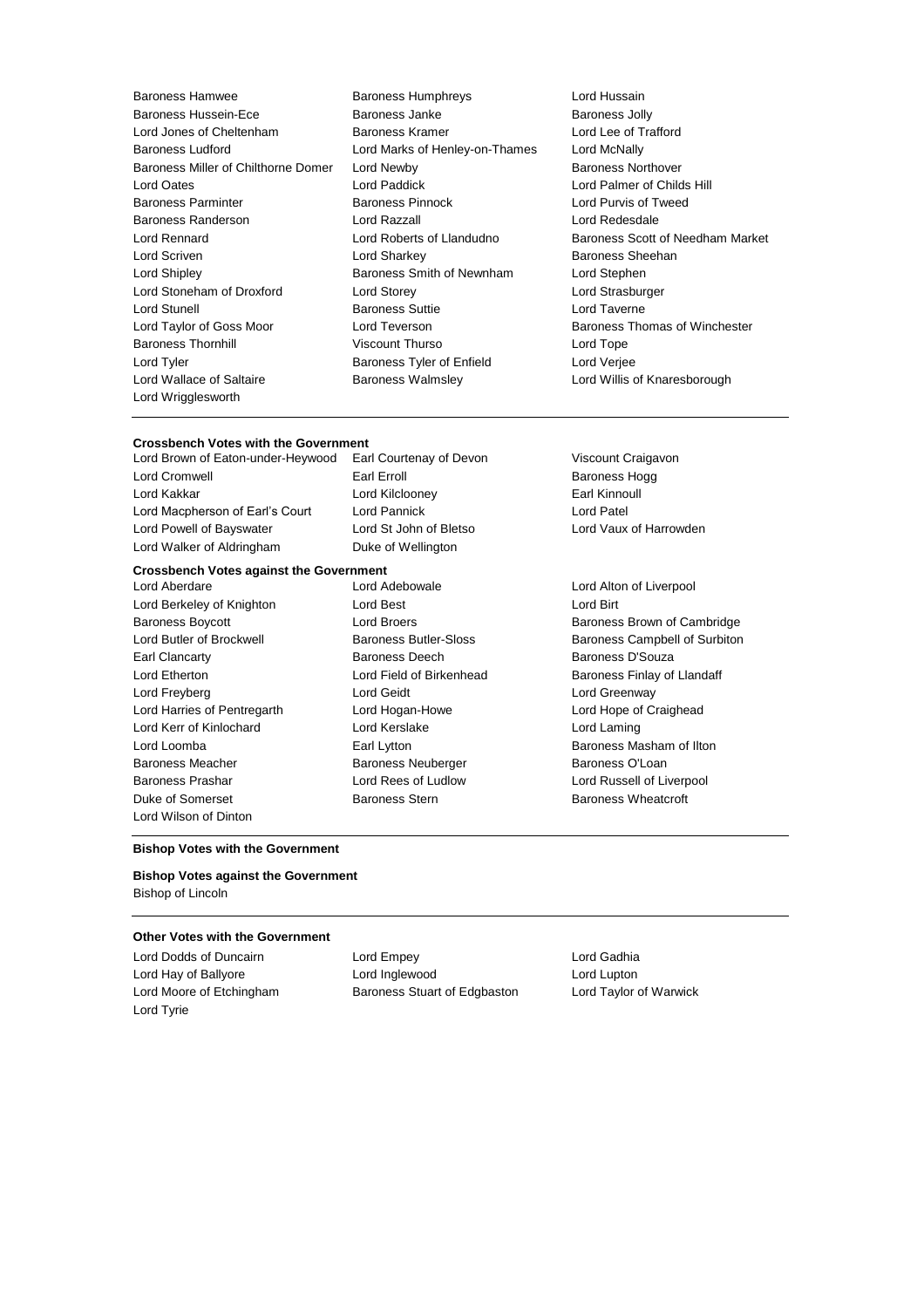Baroness Hamwee, Baroness Humphreys, Lord Hussain, Baroness Hussein-Ece, Baroness Janke, Baroness Jolly, Lord Jones of Cheltenham, Baroness Kramer, Lord Lee of Trafford, Baroness Ludford, Lord Marks of Henley-on-Thames, Lord McNally, Baroness Miller of Chilthorne Domer, Lord Newby, Baroness Northover, Lord Oates, Lord Paddick, Lord Palmer of Childs Hill, Baroness Parminter, Baroness Pinnock, Lord Purvis of Tweed, Baroness Randerson, Lord Razzall, Lord Redesdale, Lord Rennard, Lord Roberts of Llandudno, Baroness Scott of Needham Market, Lord Scriven, Lord Sharkey, Baroness Sheehan, Lord Shipley, Baroness Smith of Newnham, Lord Stephen, Lord Stoneham of Droxford, Lord Storey, Lord Strasburger, Lord Stunell, Baroness Suttie, Lord Taverne, Lord Taylor of Goss Moor, Lord Teverson, Baroness Thomas of Winchester, Baroness Thornhill, Viscount Thurso, Lord Tope, Lord Tyler, Baroness Tyler of Enfield, Lord Verjee, Lord Wallace of Saltaire, Baroness Walmsley, Lord Willis of Knaresborough, Lord Wrigglesworth

---

**Crossbench Votes with the Government**

Lord Brown of Eaton-under-Heywood, Earl Courtenay of Devon, Viscount Craigavon, Lord Cromwell, Earl Erroll, Baroness Hogg, Lord Kakkar, Lord Kilclooney, Earl Kinnoull, Lord Macpherson of Earl's Court, Lord Pannick, Lord Patel, Lord Powell of Bayswater, Lord St John of Bletso, Lord Vaux of Harrowden, Lord Walker of Aldringham, Duke of Wellington

**Crossbench Votes against the Government**

Lord Aberdare, Lord Adebowale, Lord Alton of Liverpool, Lord Berkeley of Knighton, Lord Best, Lord Birt, Baroness Boycott, Lord Broers, Baroness Brown of Cambridge, Lord Butler of Brockwell, Baroness Butler-Sloss, Baroness Campbell of Surbiton, Earl Clancarty, Baroness Deech, Baroness D'Souza, Lord Etherton, Lord Field of Birkenhead, Baroness Finlay of Llandaff, Lord Freyberg, Lord Geidt, Lord Greenway, Lord Harries of Pentregarth, Lord Hogan-Howe, Lord Hope of Craighead, Lord Kerr of Kinlochard, Lord Kerslake, Lord Laming, Lord Loomba, Earl Lytton, Baroness Masham of Ilton, Baroness Meacher, Baroness Neuberger, Baroness O'Loan, Baroness Prashar, Lord Rees of Ludlow, Lord Russell of Liverpool, Duke of Somerset, Baroness Stern, Baroness Wheatcroft, Lord Wilson of Dinton

---

**Bishop Votes with the Government**

**Bishop Votes against the Government**

Bishop of Lincoln

---

**Other Votes with the Government**

Lord Dodds of Duncairn, Lord Empey, Lord Gadhia, Lord Hay of Ballyore, Lord Inglewood, Lord Lupton, Lord Moore of Etchingham, Baroness Stuart of Edgbaston, Lord Taylor of Warwick, Lord Tyrie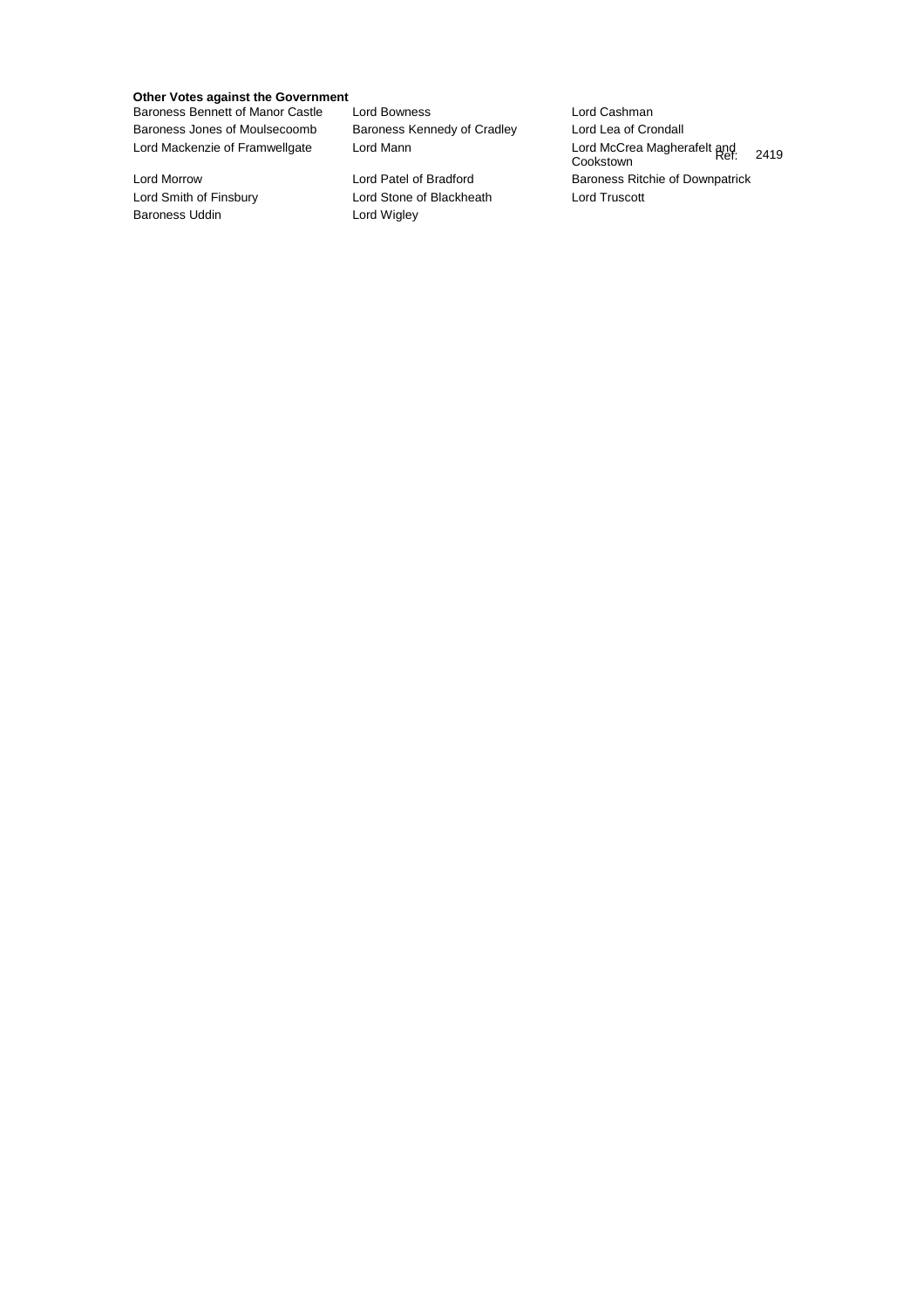**Other Votes against the Government**

| | | |
|---|---|---|
| Baroness Bennett of Manor Castle | Lord Bowness | Lord Cashman |
| Baroness Jones of Moulsecoomb | Baroness Kennedy of Cradley | Lord Lea of Crondall |
| Lord Mackenzie of Framwellgate | Lord Mann | Lord McCrea Magherafelt and Cookstown |
| Lord Morrow | Lord Patel of Bradford | Baroness Ritchie of Downpatrick |
| Lord Smith of Finsbury | Lord Stone of Blackheath | Lord Truscott |
| Baroness Uddin | Lord Wigley | |